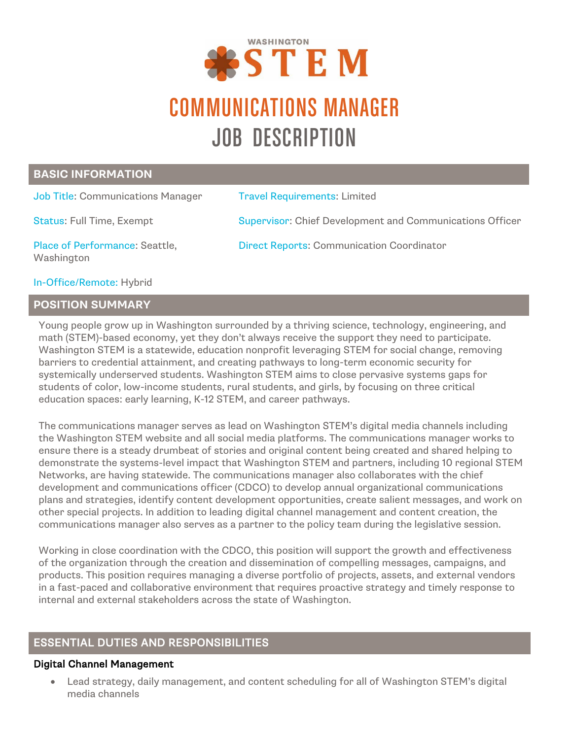WASHINGTON STEM

# COMMUNICATIONS MANAGER
# JOB DESCRIPTION

## BASIC INFORMATION

Job Title: Communications Manager

Status: Full Time, Exempt

Place of Performance: Seattle, Washington

In-Office/Remote: Hybrid

Travel Requirements: Limited

Supervisor: Chief Development and Communications Officer

Direct Reports: Communication Coordinator

## POSITION SUMMARY

Young people grow up in Washington surrounded by a thriving science, technology, engineering, and math (STEM)-based economy, yet they don't always receive the support they need to participate. Washington STEM is a statewide, education nonprofit leveraging STEM for social change, removing barriers to credential attainment, and creating pathways to long-term economic security for systemically underserved students. Washington STEM aims to close pervasive systems gaps for students of color, low-income students, rural students, and girls, by focusing on three critical education spaces: early learning, K-12 STEM, and career pathways.

The communications manager serves as lead on Washington STEM's digital media channels including the Washington STEM website and all social media platforms. The communications manager works to ensure there is a steady drumbeat of stories and original content being created and shared helping to demonstrate the systems-level impact that Washington STEM and partners, including 10 regional STEM Networks, are having statewide. The communications manager also collaborates with the chief development and communications officer (CDCO) to develop annual organizational communications plans and strategies, identify content development opportunities, create salient messages, and work on other special projects. In addition to leading digital channel management and content creation, the communications manager also serves as a partner to the policy team during the legislative session.

Working in close coordination with the CDCO, this position will support the growth and effectiveness of the organization through the creation and dissemination of compelling messages, campaigns, and products. This position requires managing a diverse portfolio of projects, assets, and external vendors in a fast-paced and collaborative environment that requires proactive strategy and timely response to internal and external stakeholders across the state of Washington.

## ESSENTIAL DUTIES AND RESPONSIBILITIES

### Digital Channel Management

- Lead strategy, daily management, and content scheduling for all of Washington STEM's digital media channels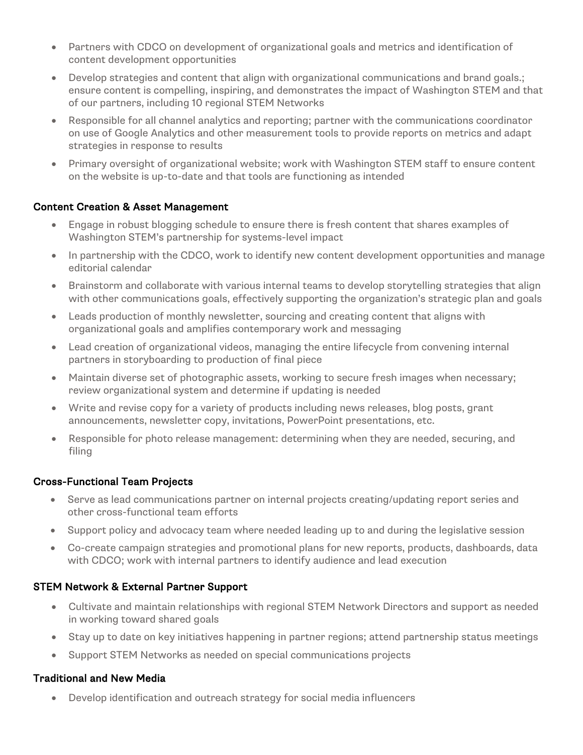- Partners with CDCO on development of organizational goals and metrics and identification of content development opportunities
- Develop strategies and content that align with organizational communications and brand goals.; ensure content is compelling, inspiring, and demonstrates the impact of Washington STEM and that of our partners, including 10 regional STEM Networks
- Responsible for all channel analytics and reporting; partner with the communications coordinator on use of Google Analytics and other measurement tools to provide reports on metrics and adapt strategies in response to results
- Primary oversight of organizational website; work with Washington STEM staff to ensure content on the website is up-to-date and that tools are functioning as intended

**Content Creation & Asset Management**

- Engage in robust blogging schedule to ensure there is fresh content that shares examples of Washington STEM's partnership for systems-level impact
- In partnership with the CDCO, work to identify new content development opportunities and manage editorial calendar
- Brainstorm and collaborate with various internal teams to develop storytelling strategies that align with other communications goals, effectively supporting the organization's strategic plan and goals
- Leads production of monthly newsletter, sourcing and creating content that aligns with organizational goals and amplifies contemporary work and messaging
- Lead creation of organizational videos, managing the entire lifecycle from convening internal partners in storyboarding to production of final piece
- Maintain diverse set of photographic assets, working to secure fresh images when necessary; review organizational system and determine if updating is needed
- Write and revise copy for a variety of products including news releases, blog posts, grant announcements, newsletter copy, invitations, PowerPoint presentations, etc.
- Responsible for photo release management: determining when they are needed, securing, and filing

**Cross-Functional Team Projects**

- Serve as lead communications partner on internal projects creating/updating report series and other cross-functional team efforts
- Support policy and advocacy team where needed leading up to and during the legislative session
- Co-create campaign strategies and promotional plans for new reports, products, dashboards, data with CDCO; work with internal partners to identify audience and lead execution

**STEM Network & External Partner Support**

- Cultivate and maintain relationships with regional STEM Network Directors and support as needed in working toward shared goals
- Stay up to date on key initiatives happening in partner regions; attend partnership status meetings
- Support STEM Networks as needed on special communications projects

**Traditional and New Media**

- Develop identification and outreach strategy for social media influencers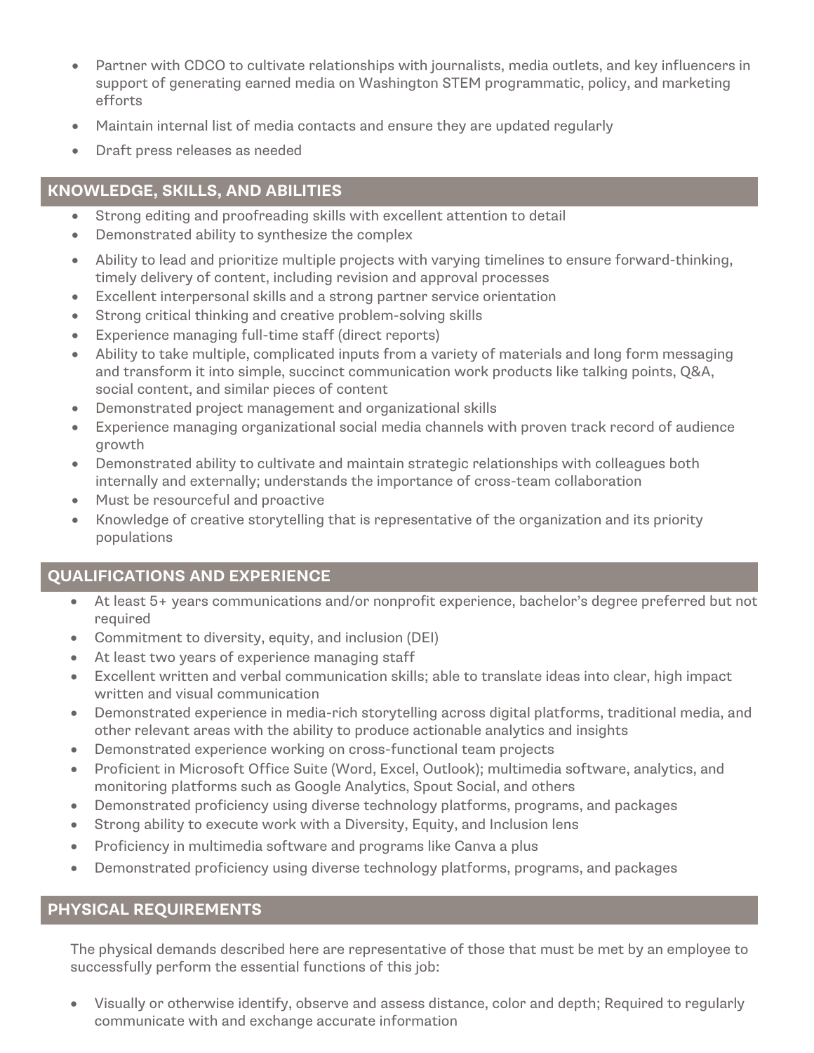- Partner with CDCO to cultivate relationships with journalists, media outlets, and key influencers in support of generating earned media on Washington STEM programmatic, policy, and marketing efforts
- Maintain internal list of media contacts and ensure they are updated regularly
- Draft press releases as needed

## KNOWLEDGE, SKILLS, AND ABILITIES

- Strong editing and proofreading skills with excellent attention to detail
- Demonstrated ability to synthesize the complex
- Ability to lead and prioritize multiple projects with varying timelines to ensure forward-thinking, timely delivery of content, including revision and approval processes
- Excellent interpersonal skills and a strong partner service orientation
- Strong critical thinking and creative problem-solving skills
- Experience managing full-time staff (direct reports)
- Ability to take multiple, complicated inputs from a variety of materials and long form messaging and transform it into simple, succinct communication work products like talking points, Q&A, social content, and similar pieces of content
- Demonstrated project management and organizational skills
- Experience managing organizational social media channels with proven track record of audience growth
- Demonstrated ability to cultivate and maintain strategic relationships with colleagues both internally and externally; understands the importance of cross-team collaboration
- Must be resourceful and proactive
- Knowledge of creative storytelling that is representative of the organization and its priority populations

## QUALIFICATIONS AND EXPERIENCE

- At least 5+ years communications and/or nonprofit experience, bachelor's degree preferred but not required
- Commitment to diversity, equity, and inclusion (DEI)
- At least two years of experience managing staff
- Excellent written and verbal communication skills; able to translate ideas into clear, high impact written and visual communication
- Demonstrated experience in media-rich storytelling across digital platforms, traditional media, and other relevant areas with the ability to produce actionable analytics and insights
- Demonstrated experience working on cross-functional team projects
- Proficient in Microsoft Office Suite (Word, Excel, Outlook); multimedia software, analytics, and monitoring platforms such as Google Analytics, Spout Social, and others
- Demonstrated proficiency using diverse technology platforms, programs, and packages
- Strong ability to execute work with a Diversity, Equity, and Inclusion lens
- Proficiency in multimedia software and programs like Canva a plus
- Demonstrated proficiency using diverse technology platforms, programs, and packages

## PHYSICAL REQUIREMENTS

The physical demands described here are representative of those that must be met by an employee to successfully perform the essential functions of this job:

- Visually or otherwise identify, observe and assess distance, color and depth; Required to regularly communicate with and exchange accurate information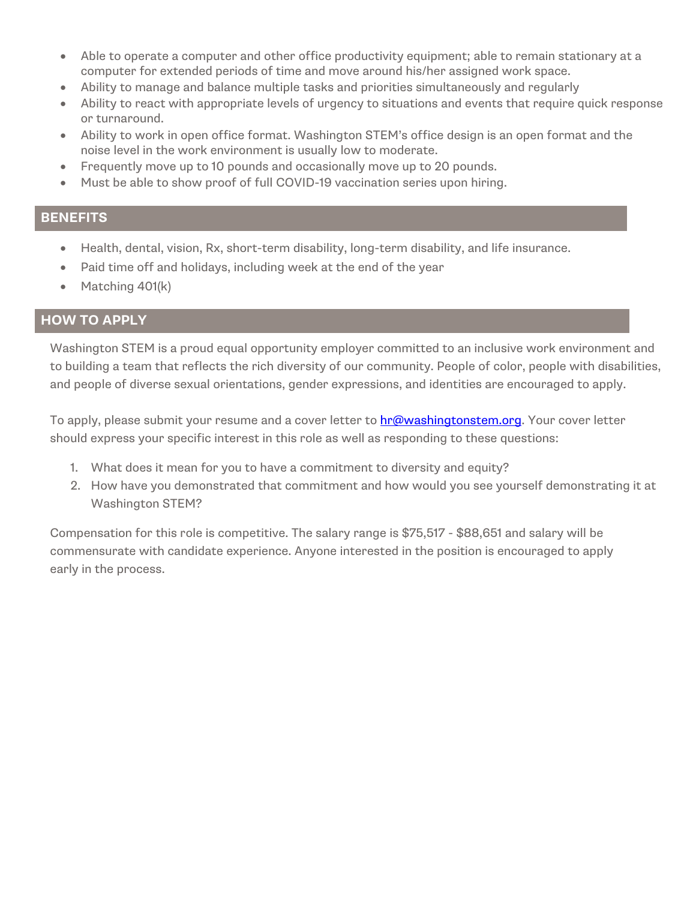- Able to operate a computer and other office productivity equipment; able to remain stationary at a computer for extended periods of time and move around his/her assigned work space.
- Ability to manage and balance multiple tasks and priorities simultaneously and regularly
- Ability to react with appropriate levels of urgency to situations and events that require quick response or turnaround.
- Ability to work in open office format. Washington STEM's office design is an open format and the noise level in the work environment is usually low to moderate.
- Frequently move up to 10 pounds and occasionally move up to 20 pounds.
- Must be able to show proof of full COVID-19 vaccination series upon hiring.

## BENEFITS

- Health, dental, vision, Rx, short-term disability, long-term disability, and life insurance.
- Paid time off and holidays, including week at the end of the year
- Matching 401(k)

## HOW TO APPLY

Washington STEM is a proud equal opportunity employer committed to an inclusive work environment and to building a team that reflects the rich diversity of our community. People of color, people with disabilities, and people of diverse sexual orientations, gender expressions, and identities are encouraged to apply.

To apply, please submit your resume and a cover letter to hr@washingtonstem.org. Your cover letter should express your specific interest in this role as well as responding to these questions:

1. What does it mean for you to have a commitment to diversity and equity?
2. How have you demonstrated that commitment and how would you see yourself demonstrating it at Washington STEM?

Compensation for this role is competitive. The salary range is $75,517 - $88,651 and salary will be commensurate with candidate experience. Anyone interested in the position is encouraged to apply early in the process.